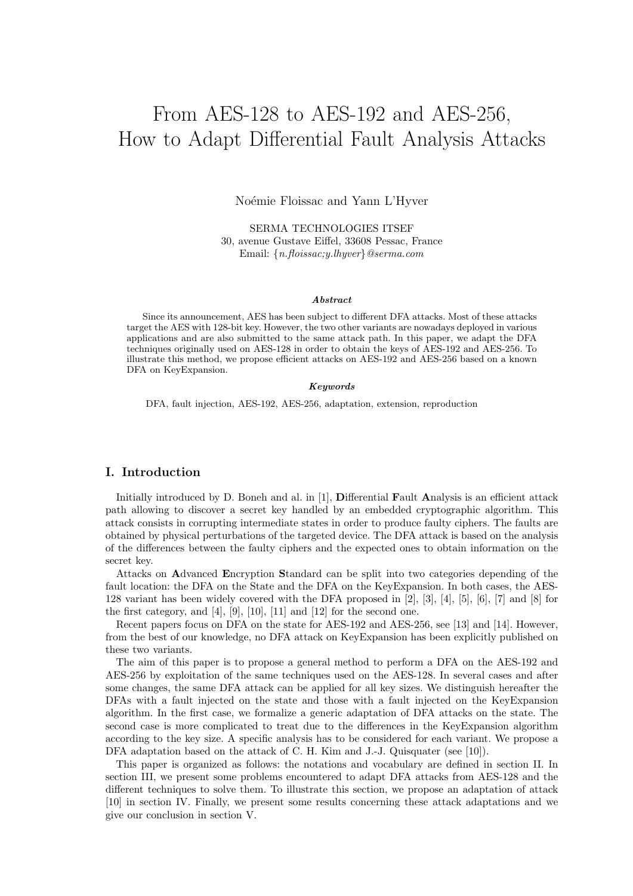# From AES-128 to AES-192 and AES-256, How to Adapt Differential Fault Analysis Attacks

Noémie Floissac and Yann L'Hyver

SERMA TECHNOLOGIES ITSEF
30, avenue Gustave Eiffel, 33608 Pessac, France
Email: {*n.floissac;y.lhyver*}*@serma.com*

***Abstract***

Since its announcement, AES has been subject to different DFA attacks. Most of these attacks target the AES with 128-bit key. However, the two other variants are nowadays deployed in various applications and are also submitted to the same attack path. In this paper, we adapt the DFA techniques originally used on AES-128 in order to obtain the keys of AES-192 and AES-256. To illustrate this method, we propose efficient attacks on AES-192 and AES-256 based on a known DFA on KeyExpansion.

***Keywords***

DFA, fault injection, AES-192, AES-256, adaptation, extension, reproduction

## I. Introduction

Initially introduced by D. Boneh and al. in [1], **D**ifferential **F**ault **A**nalysis is an efficient attack path allowing to discover a secret key handled by an embedded cryptographic algorithm. This attack consists in corrupting intermediate states in order to produce faulty ciphers. The faults are obtained by physical perturbations of the targeted device. The DFA attack is based on the analysis of the differences between the faulty ciphers and the expected ones to obtain information on the secret key.

Attacks on **A**dvanced **E**ncryption **S**tandard can be split into two categories depending of the fault location: the DFA on the State and the DFA on the KeyExpansion. In both cases, the AES-128 variant has been widely covered with the DFA proposed in [2], [3], [4], [5], [6], [7] and [8] for the first category, and [4], [9], [10], [11] and [12] for the second one.

Recent papers focus on DFA on the state for AES-192 and AES-256, see [13] and [14]. However, from the best of our knowledge, no DFA attack on KeyExpansion has been explicitly published on these two variants.

The aim of this paper is to propose a general method to perform a DFA on the AES-192 and AES-256 by exploitation of the same techniques used on the AES-128. In several cases and after some changes, the same DFA attack can be applied for all key sizes. We distinguish hereafter the DFAs with a fault injected on the state and those with a fault injected on the KeyExpansion algorithm. In the first case, we formalize a generic adaptation of DFA attacks on the state. The second case is more complicated to treat due to the differences in the KeyExpansion algorithm according to the key size. A specific analysis has to be considered for each variant. We propose a DFA adaptation based on the attack of C. H. Kim and J.-J. Quisquater (see [10]).

This paper is organized as follows: the notations and vocabulary are defined in section II. In section III, we present some problems encountered to adapt DFA attacks from AES-128 and the different techniques to solve them. To illustrate this section, we propose an adaptation of attack [10] in section IV. Finally, we present some results concerning these attack adaptations and we give our conclusion in section V.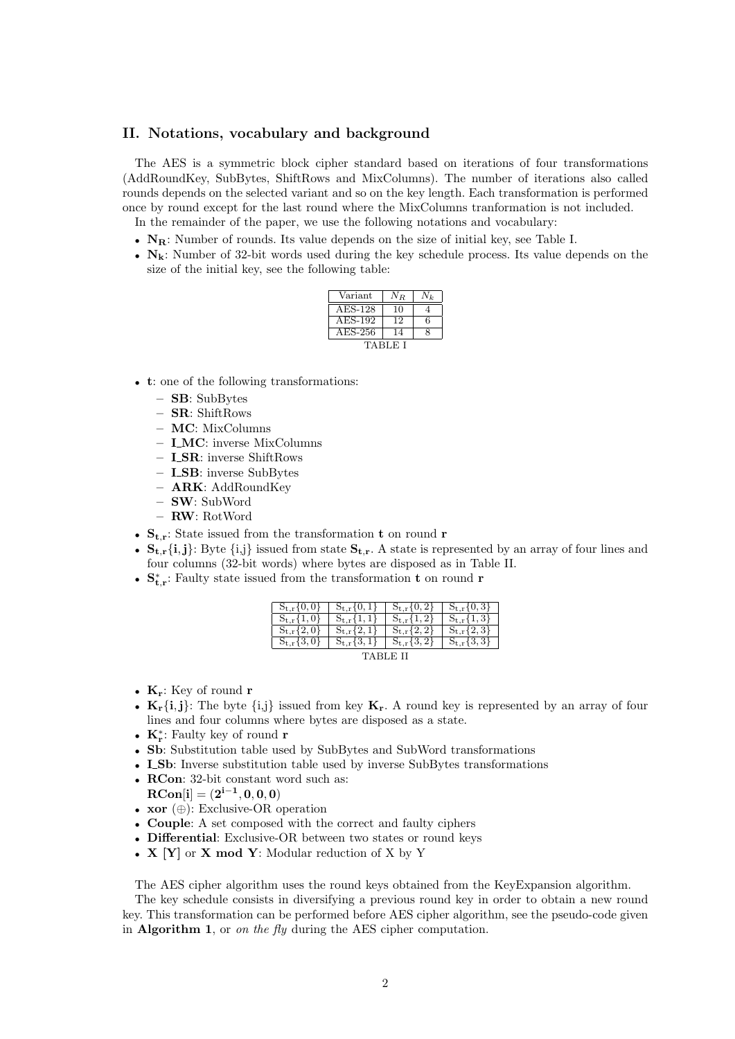## II. Notations, vocabulary and background

The AES is a symmetric block cipher standard based on iterations of four transformations (AddRoundKey, SubBytes, ShiftRows and MixColumns). The number of iterations also called rounds depends on the selected variant and so on the key length. Each transformation is performed once by round except for the last round where the MixColumns tranformation is not included.

In the remainder of the paper, we use the following notations and vocabulary:

- $\mathbf{N_R}$: Number of rounds. Its value depends on the size of initial key, see Table I.
- $\mathbf{N_k}$: Number of 32-bit words used during the key schedule process. Its value depends on the size of the initial key, see the following table:

| Variant | $N_R$ | $N_k$ |
|---|---|---|
| AES-128 | 10 | 4 |
| AES-192 | 12 | 6 |
| AES-256 | 14 | 8 |

TABLE I

- **t**: one of the following transformations:
  - **SB**: SubBytes
  - **SR**: ShiftRows
  - **MC**: MixColumns
  - **I_MC**: inverse MixColumns
  - **I_SR**: inverse ShiftRows
  - **I_SB**: inverse SubBytes
  - **ARK**: AddRoundKey
  - **SW**: SubWord
  - **RW**: RotWord
- $\mathbf{S_{t,r}}$: State issued from the transformation **t** on round **r**
- $\mathbf{S_{t,r}\{i,j\}}$: Byte {i,j} issued from state $\mathbf{S_{t,r}}$. A state is represented by an array of four lines and four columns (32-bit words) where bytes are disposed as in Table II.
- $\mathbf{S^*_{t,r}}$: Faulty state issued from the transformation **t** on round **r**

| | | | |
|---|---|---|---|
| $S_{t,r}\{0,0\}$ | $S_{t,r}\{0,1\}$ | $S_{t,r}\{0,2\}$ | $S_{t,r}\{0,3\}$ |
| $S_{t,r}\{1,0\}$ | $S_{t,r}\{1,1\}$ | $S_{t,r}\{1,2\}$ | $S_{t,r}\{1,3\}$ |
| $S_{t,r}\{2,0\}$ | $S_{t,r}\{2,1\}$ | $S_{t,r}\{2,2\}$ | $S_{t,r}\{2,3\}$ |
| $S_{t,r}\{3,0\}$ | $S_{t,r}\{3,1\}$ | $S_{t,r}\{3,2\}$ | $S_{t,r}\{3,3\}$ |

TABLE II

- $\mathbf{K_r}$: Key of round **r**
- $\mathbf{K_r\{i,j\}}$: The byte {i,j} issued from key $\mathbf{K_r}$. A round key is represented by an array of four lines and four columns where bytes are disposed as a state.
- $\mathbf{K^*_r}$: Faulty key of round **r**
- **Sb**: Substitution table used by SubBytes and SubWord transformations
- **I_Sb**: Inverse substitution table used by inverse SubBytes transformations
- **RCon**: 32-bit constant word such as:
  $\mathbf{RCon[i] = (2^{i-1}, 0, 0, 0)}$
- **xor** ($\oplus$): Exclusive-OR operation
- **Couple**: A set composed with the correct and faulty ciphers
- **Differential**: Exclusive-OR between two states or round keys
- **X [Y]** or **X mod Y**: Modular reduction of X by Y

The AES cipher algorithm uses the round keys obtained from the KeyExpansion algorithm.

The key schedule consists in diversifying a previous round key in order to obtain a new round key. This transformation can be performed before AES cipher algorithm, see the pseudo-code given in **Algorithm 1**, or *on the fly* during the AES cipher computation.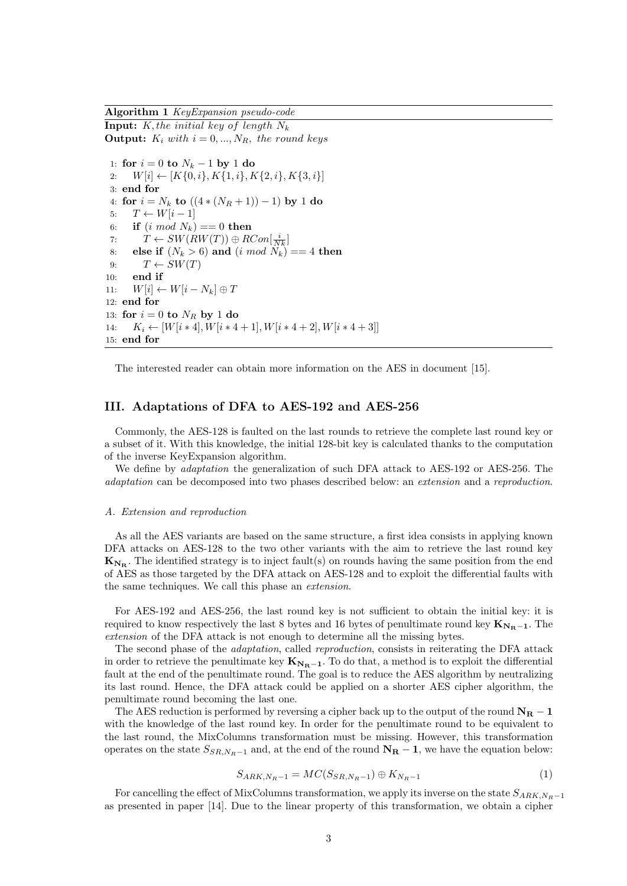**Algorithm 1** *KeyExpansion pseudo-code*

**Input:** $K$, *the initial key of length* $N_k$
**Output:** $K_i$ *with* $i = 0, ..., N_R$, *the round keys*

```
1: for i = 0 to N_k − 1 by 1 do
2:     W[i] ← [K{0, i}, K{1, i}, K{2, i}, K{3, i}]
3: end for
4: for i = N_k to ((4 ∗ (N_R + 1)) − 1) by 1 do
5:     T ← W[i − 1]
6:     if (i mod N_k) == 0 then
7:         T ← SW(RW(T)) ⊕ RCon[i/Nk]
8:     else if (N_k > 6) and (i mod N_k) == 4 then
9:         T ← SW(T)
10:    end if
11:    W[i] ← W[i − N_k] ⊕ T
12: end for
13: for i = 0 to N_R by 1 do
14:    K_i ← [W[i ∗ 4], W[i ∗ 4 + 1], W[i ∗ 4 + 2], W[i ∗ 4 + 3]]
15: end for
```

The interested reader can obtain more information on the AES in document [15].

## III. Adaptations of DFA to AES-192 and AES-256

Commonly, the AES-128 is faulted on the last rounds to retrieve the complete last round key or a subset of it. With this knowledge, the initial 128-bit key is calculated thanks to the computation of the inverse KeyExpansion algorithm.

We define by *adaptation* the generalization of such DFA attack to AES-192 or AES-256. The *adaptation* can be decomposed into two phases described below: an *extension* and a *reproduction*.

### A. Extension and reproduction

As all the AES variants are based on the same structure, a first idea consists in applying known DFA attacks on AES-128 to the two other variants with the aim to retrieve the last round key $\mathbf{K_{N_R}}$. The identified strategy is to inject fault(s) on rounds having the same position from the end of AES as those targeted by the DFA attack on AES-128 and to exploit the differential faults with the same techniques. We call this phase an *extension*.

For AES-192 and AES-256, the last round key is not sufficient to obtain the initial key: it is required to know respectively the last 8 bytes and 16 bytes of penultimate round key $\mathbf{K_{N_R-1}}$. The *extension* of the DFA attack is not enough to determine all the missing bytes.

The second phase of the *adaptation*, called *reproduction*, consists in reiterating the DFA attack in order to retrieve the penultimate key $\mathbf{K_{N_R-1}}$. To do that, a method is to exploit the differential fault at the end of the penultimate round. The goal is to reduce the AES algorithm by neutralizing its last round. Hence, the DFA attack could be applied on a shorter AES cipher algorithm, the penultimate round becoming the last one.

The AES reduction is performed by reversing a cipher back up to the output of the round $\mathbf{N_R - 1}$ with the knowledge of the last round key. In order for the penultimate round to be equivalent to the last round, the MixColumns transformation must be missing. However, this transformation operates on the state $S_{SR,N_R-1}$ and, at the end of the round $\mathbf{N_R - 1}$, we have the equation below:

$$S_{ARK,N_R-1} = MC(S_{SR,N_R-1}) \oplus K_{N_R-1} \tag{1}$$

For cancelling the effect of MixColumns transformation, we apply its inverse on the state $S_{ARK,N_R-1}$ as presented in paper [14]. Due to the linear property of this transformation, we obtain a cipher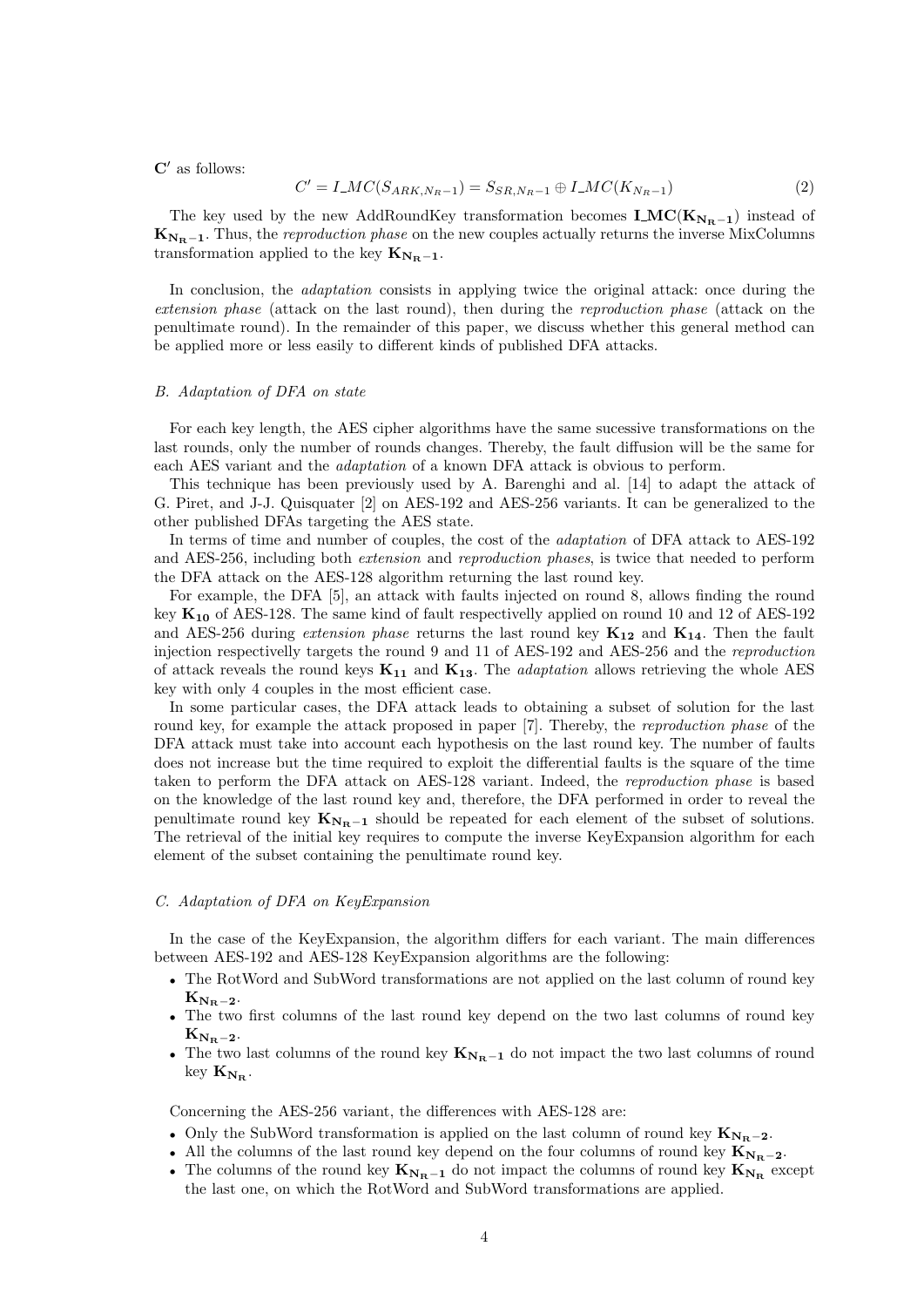$\mathbf{C'}$ as follows:

$$C' = I\_MC(S_{ARK,N_R-1}) = S_{SR,N_R-1} \oplus I\_MC(K_{N_R-1}) \quad (2)$$

The key used by the new AddRoundKey transformation becomes $\mathbf{I\_MC(K_{N_R-1})}$ instead of $\mathbf{K_{N_R-1}}$. Thus, the *reproduction phase* on the new couples actually returns the inverse MixColumns transformation applied to the key $\mathbf{K_{N_R-1}}$.

In conclusion, the *adaptation* consists in applying twice the original attack: once during the *extension phase* (attack on the last round), then during the *reproduction phase* (attack on the penultimate round). In the remainder of this paper, we discuss whether this general method can be applied more or less easily to different kinds of published DFA attacks.

### B. Adaptation of DFA on state

For each key length, the AES cipher algorithms have the same sucessive transformations on the last rounds, only the number of rounds changes. Thereby, the fault diffusion will be the same for each AES variant and the *adaptation* of a known DFA attack is obvious to perform.

This technique has been previously used by A. Barenghi and al. [14] to adapt the attack of G. Piret, and J-J. Quisquater [2] on AES-192 and AES-256 variants. It can be generalized to the other published DFAs targeting the AES state.

In terms of time and number of couples, the cost of the *adaptation* of DFA attack to AES-192 and AES-256, including both *extension* and *reproduction phases*, is twice that needed to perform the DFA attack on the AES-128 algorithm returning the last round key.

For example, the DFA [5], an attack with faults injected on round 8, allows finding the round key $\mathbf{K_{10}}$ of AES-128. The same kind of fault respectivelly applied on round 10 and 12 of AES-192 and AES-256 during *extension phase* returns the last round key $\mathbf{K_{12}}$ and $\mathbf{K_{14}}$. Then the fault injection respectivelly targets the round 9 and 11 of AES-192 and AES-256 and the *reproduction* of attack reveals the round keys $\mathbf{K_{11}}$ and $\mathbf{K_{13}}$. The *adaptation* allows retrieving the whole AES key with only 4 couples in the most efficient case.

In some particular cases, the DFA attack leads to obtaining a subset of solution for the last round key, for example the attack proposed in paper [7]. Thereby, the *reproduction phase* of the DFA attack must take into account each hypothesis on the last round key. The number of faults does not increase but the time required to exploit the differential faults is the square of the time taken to perform the DFA attack on AES-128 variant. Indeed, the *reproduction phase* is based on the knowledge of the last round key and, therefore, the DFA performed in order to reveal the penultimate round key $\mathbf{K_{N_R-1}}$ should be repeated for each element of the subset of solutions. The retrieval of the initial key requires to compute the inverse KeyExpansion algorithm for each element of the subset containing the penultimate round key.

### C. Adaptation of DFA on KeyExpansion

In the case of the KeyExpansion, the algorithm differs for each variant. The main differences between AES-192 and AES-128 KeyExpansion algorithms are the following:

- The RotWord and SubWord transformations are not applied on the last column of round key $\mathbf{K_{N_R-2}}$.
- The two first columns of the last round key depend on the two last columns of round key $\mathbf{K_{N_R-2}}$.
- The two last columns of the round key $\mathbf{K_{N_R-1}}$ do not impact the two last columns of round key $\mathbf{K_{N_R}}$.

Concerning the AES-256 variant, the differences with AES-128 are:

- Only the SubWord transformation is applied on the last column of round key $\mathbf{K_{N_R-2}}$.
- All the columns of the last round key depend on the four columns of round key $\mathbf{K_{N_R-2}}$.
- The columns of the round key $\mathbf{K_{N_R-1}}$ do not impact the columns of round key $\mathbf{K_{N_R}}$ except the last one, on which the RotWord and SubWord transformations are applied.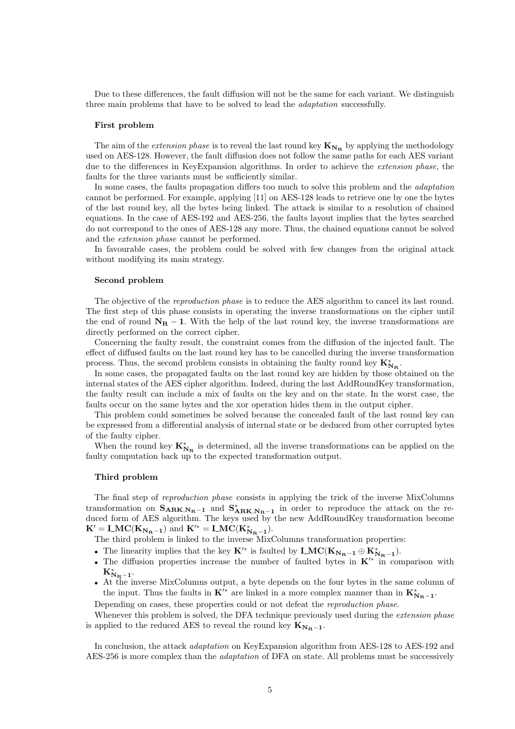Due to these differences, the fault diffusion will not be the same for each variant. We distinguish three main problems that have to be solved to lead the *adaptation* successfully.

**First problem**

The aim of the *extension phase* is to reveal the last round key $\mathbf{K_{N_R}}$ by applying the methodology used on AES-128. However, the fault diffusion does not follow the same paths for each AES variant due to the differences in KeyExpansion algorithms. In order to achieve the *extension phase*, the faults for the three variants must be sufficiently similar.

In some cases, the faults propagation differs too much to solve this problem and the *adaptation* cannot be performed. For example, applying [11] on AES-128 leads to retrieve one by one the bytes of the last round key, all the bytes being linked. The attack is similar to a resolution of chained equations. In the case of AES-192 and AES-256, the faults layout implies that the bytes searched do not correspond to the ones of AES-128 any more. Thus, the chained equations cannot be solved and the *extension phase* cannot be performed.

In favourable cases, the problem could be solved with few changes from the original attack without modifying its main strategy.

**Second problem**

The objective of the *reproduction phase* is to reduce the AES algorithm to cancel its last round. The first step of this phase consists in operating the inverse transformations on the cipher until the end of round $\mathbf{N_R - 1}$. With the help of the last round key, the inverse transformations are directly performed on the correct cipher.

Concerning the faulty result, the constraint comes from the diffusion of the injected fault. The effect of diffused faults on the last round key has to be cancelled during the inverse transformation process. Thus, the second problem consists in obtaining the faulty round key $\mathbf{K^*_{N_R}}$.

In some cases, the propagated faults on the last round key are hidden by those obtained on the internal states of the AES cipher algorithm. Indeed, during the last AddRoundKey transformation, the faulty result can include a mix of faults on the key and on the state. In the worst case, the faults occur on the same bytes and the xor operation hides them in the output cipher.

This problem could sometimes be solved because the concealed fault of the last round key can be expressed from a differential analysis of internal state or be deduced from other corrupted bytes of the faulty cipher.

When the round key $\mathbf{K^*_{N_R}}$ is determined, all the inverse transformations can be applied on the faulty computation back up to the expected transformation output.

**Third problem**

The final step of *reproduction phase* consists in applying the trick of the inverse MixColumns transformation on $\mathbf{S_{ARK,N_R-1}}$ and $\mathbf{S^*_{ARK,N_R-1}}$ in order to reproduce the attack on the reduced form of AES algorithm. The keys used by the new AddRoundKey transformation become $\mathbf{K' = I\_MC(K_{N_R-1})}$ and $\mathbf{K'^* = I\_MC(K^*_{N_R-1})}$.

The third problem is linked to the inverse MixColumns transformation properties:

- The linearity implies that the key $\mathbf{K'^*}$ is faulted by $\mathbf{I\_MC(K_{N_R-1} \oplus K^*_{N_R-1})}$.
- The diffusion properties increase the number of faulted bytes in $\mathbf{K'^*}$ in comparison with $\mathbf{K^*_{N_R-1}}$.
- At the inverse MixColumns output, a byte depends on the four bytes in the same column of the input. Thus the faults in $\mathbf{K'^*}$ are linked in a more complex manner than in $\mathbf{K^*_{N_R-1}}$.

Depending on cases, these properties could or not defeat the *reproduction phase*.

Whenever this problem is solved, the DFA technique previously used during the *extension phase* is applied to the reduced AES to reveal the round key $\mathbf{K_{N_R-1}}$.

In conclusion, the attack *adaptation* on KeyExpansion algorithm from AES-128 to AES-192 and AES-256 is more complex than the *adaptation* of DFA on state. All problems must be successively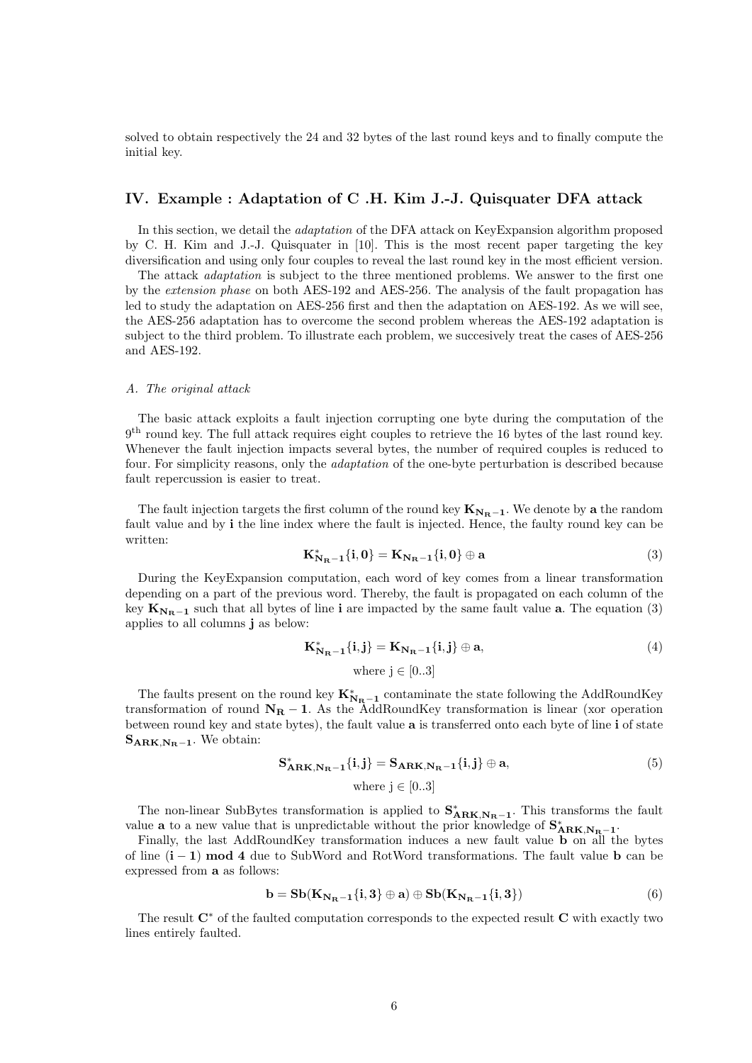solved to obtain respectively the 24 and 32 bytes of the last round keys and to finally compute the initial key.

## IV. Example : Adaptation of C .H. Kim J.-J. Quisquater DFA attack

In this section, we detail the *adaptation* of the DFA attack on KeyExpansion algorithm proposed by C. H. Kim and J.-J. Quisquater in [10]. This is the most recent paper targeting the key diversification and using only four couples to reveal the last round key in the most efficient version.

The attack *adaptation* is subject to the three mentioned problems. We answer to the first one by the *extension phase* on both AES-192 and AES-256. The analysis of the fault propagation has led to study the adaptation on AES-256 first and then the adaptation on AES-192. As we will see, the AES-256 adaptation has to overcome the second problem whereas the AES-192 adaptation is subject to the third problem. To illustrate each problem, we succesively treat the cases of AES-256 and AES-192.

### A. The original attack

The basic attack exploits a fault injection corrupting one byte during the computation of the 9[th] round key. The full attack requires eight couples to retrieve the 16 bytes of the last round key. Whenever the fault injection impacts several bytes, the number of required couples is reduced to four. For simplicity reasons, only the *adaptation* of the one-byte perturbation is described because fault repercussion is easier to treat.

The fault injection targets the first column of the round key $\mathbf{K_{N_R-1}}$. We denote by $\mathbf{a}$ the random fault value and by $\mathbf{i}$ the line index where the fault is injected. Hence, the faulty round key can be written:

$$\mathbf{K^*_{N_R-1}\{i,0\} = K_{N_R-1}\{i,0\} \oplus a} \tag{3}$$

During the KeyExpansion computation, each word of key comes from a linear transformation depending on a part of the previous word. Thereby, the fault is propagated on each column of the key $\mathbf{K_{N_R-1}}$ such that all bytes of line $\mathbf{i}$ are impacted by the same fault value $\mathbf{a}$. The equation (3) applies to all columns $\mathbf{j}$ as below:

$$\mathbf{K^*_{N_R-1}\{i,j\} = K_{N_R-1}\{i,j\} \oplus a}, \tag{4}$$

$$\text{where } j \in [0..3]$$

The faults present on the round key $\mathbf{K^*_{N_R-1}}$ contaminate the state following the AddRoundKey transformation of round $\mathbf{N_R - 1}$. As the AddRoundKey transformation is linear (xor operation between round key and state bytes), the fault value $\mathbf{a}$ is transferred onto each byte of line $\mathbf{i}$ of state $\mathbf{S_{ARK,N_R-1}}$. We obtain:

$$\mathbf{S^*_{ARK,N_R-1}\{i,j\} = S_{ARK,N_R-1}\{i,j\} \oplus a}, \tag{5}$$

$$\text{where } j \in [0..3]$$

The non-linear SubBytes transformation is applied to $\mathbf{S^*_{ARK,N_R-1}}$. This transforms the fault value $\mathbf{a}$ to a new value that is unpredictable without the prior knowledge of $\mathbf{S^*_{ARK,N_R-1}}$.

Finally, the last AddRoundKey transformation induces a new fault value $\mathbf{b}$ on all the bytes of line $\mathbf{(i-1) \bmod 4}$ due to SubWord and RotWord transformations. The fault value $\mathbf{b}$ can be expressed from $\mathbf{a}$ as follows:

$$\mathbf{b = Sb(K_{N_R-1}\{i,3\} \oplus a) \oplus Sb(K_{N_R-1}\{i,3\})} \tag{6}$$

The result $\mathbf{C^*}$ of the faulted computation corresponds to the expected result $\mathbf{C}$ with exactly two lines entirely faulted.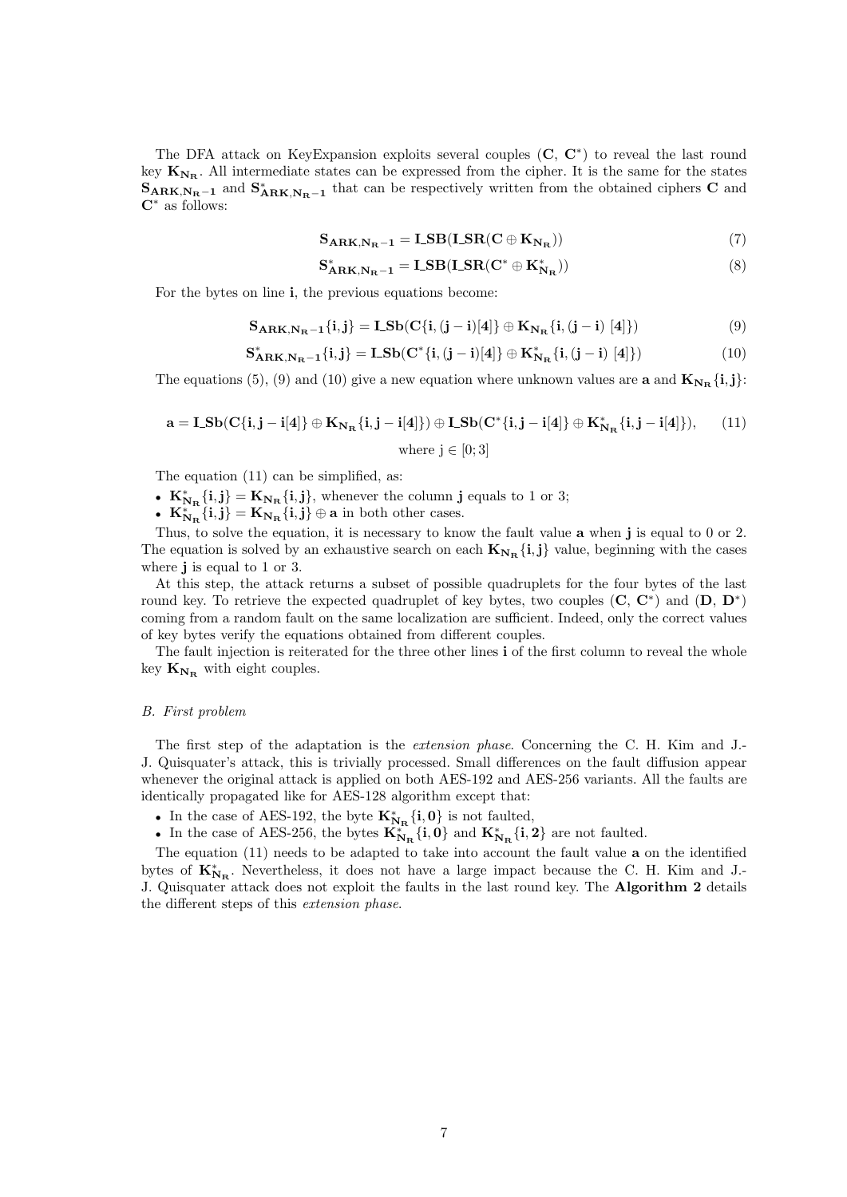The DFA attack on KeyExpansion exploits several couples ($\mathbf{C}$, $\mathbf{C}^*$) to reveal the last round key $\mathbf{K_{N_R}}$. All intermediate states can be expressed from the cipher. It is the same for the states $\mathbf{S_{ARK,N_R-1}}$ and $\mathbf{S^*_{ARK,N_R-1}}$ that can be respectively written from the obtained ciphers $\mathbf{C}$ and $\mathbf{C}^*$ as follows:

$$\mathbf{S_{ARK,N_R-1} = I\_SB(I\_SR(C \oplus K_{N_R}))} \tag{7}$$

$$\mathbf{S^*_{ARK,N_R-1} = I\_SB(I\_SR(C^* \oplus K^*_{N_R}))} \tag{8}$$

For the bytes on line $\mathbf{i}$, the previous equations become:

$$\mathbf{S_{ARK,N_R-1}\{i,j\} = I\_Sb(C\{i,(j-i)[4]\} \oplus K_{N_R}\{i,(j-i)\ [4]\})} \tag{9}$$

$$\mathbf{S^*_{ARK,N_R-1}\{i,j\} = I\_Sb(C^*\{i,(j-i)[4]\} \oplus K^*_{N_R}\{i,(j-i)\ [4]\})} \tag{10}$$

The equations (5), (9) and (10) give a new equation where unknown values are $\mathbf{a}$ and $\mathbf{K_{N_R}\{i,j\}}$:

$$\mathbf{a = I\_Sb(C\{i,j-i[4]\} \oplus K_{N_R}\{i,j-i[4]\}) \oplus I\_Sb(C^*\{i,j-i[4]\} \oplus K^*_{N_R}\{i,j-i[4]\})}, \tag{11}$$

$$\text{where } j \in [0;3]$$

The equation (11) can be simplified, as:

- $\mathbf{K^*_{N_R}\{i,j\} = K_{N_R}\{i,j\}}$, whenever the column $\mathbf{j}$ equals to 1 or 3;
- $\mathbf{K^*_{N_R}\{i,j\} = K_{N_R}\{i,j\} \oplus a}$ in both other cases.

Thus, to solve the equation, it is necessary to know the fault value $\mathbf{a}$ when $\mathbf{j}$ is equal to 0 or 2. The equation is solved by an exhaustive search on each $\mathbf{K_{N_R}\{i,j\}}$ value, beginning with the cases where $\mathbf{j}$ is equal to 1 or 3.

At this step, the attack returns a subset of possible quadruplets for the four bytes of the last round key. To retrieve the expected quadruplet of key bytes, two couples ($\mathbf{C}$, $\mathbf{C}^*$) and ($\mathbf{D}$, $\mathbf{D}^*$) coming from a random fault on the same localization are sufficient. Indeed, only the correct values of key bytes verify the equations obtained from different couples.

The fault injection is reiterated for the three other lines $\mathbf{i}$ of the first column to reveal the whole key $\mathbf{K_{N_R}}$ with eight couples.

### *B. First problem*

The first step of the adaptation is the *extension phase*. Concerning the C. H. Kim and J.-J. Quisquater's attack, this is trivially processed. Small differences on the fault diffusion appear whenever the original attack is applied on both AES-192 and AES-256 variants. All the faults are identically propagated like for AES-128 algorithm except that:

- In the case of AES-192, the byte $\mathbf{K^*_{N_R}\{i,0\}}$ is not faulted,
- In the case of AES-256, the bytes $\mathbf{K^*_{N_R}\{i,0\}}$ and $\mathbf{K^*_{N_R}\{i,2\}}$ are not faulted.

The equation (11) needs to be adapted to take into account the fault value $\mathbf{a}$ on the identified bytes of $\mathbf{K^*_{N_R}}$. Nevertheless, it does not have a large impact because the C. H. Kim and J.-J. Quisquater attack does not exploit the faults in the last round key. The **Algorithm 2** details the different steps of this *extension phase*.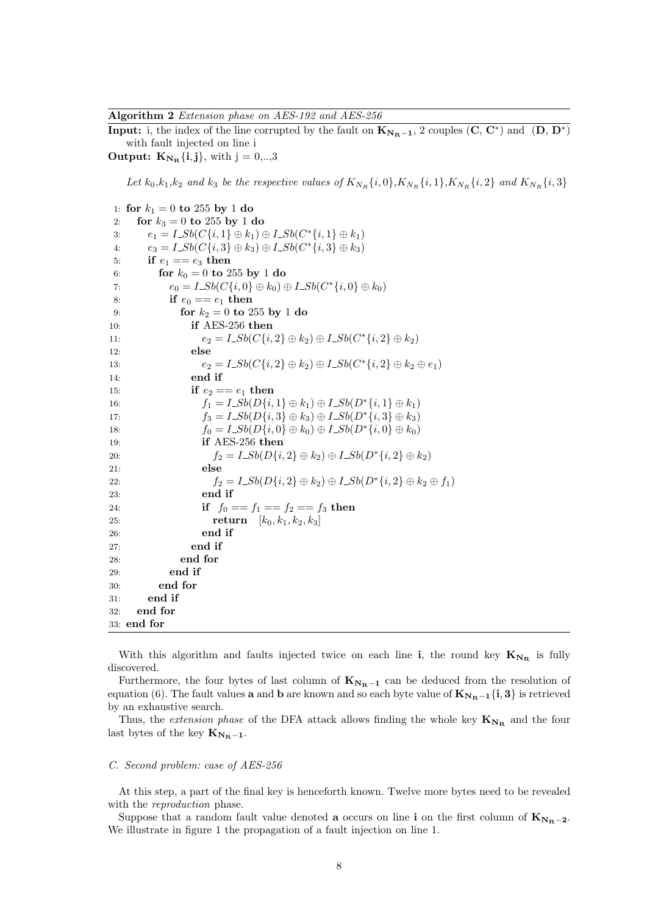**Algorithm 2** *Extension phase on AES-192 and AES-256*

**Input:** i, the index of the line corrupted by the fault on $\mathbf{K_{N_R-1}}$, 2 couples ($\mathbf{C}$, $\mathbf{C^*}$) and ($\mathbf{D}$, $\mathbf{D^*}$) with fault injected on line i

**Output:** $\mathbf{K_{N_R}\{i,j\}}$, with j = 0,..,3

*Let $k_0$,$k_1$,$k_2$ and $k_3$ be the respective values of $K_{N_R}\{i,0\}$,$K_{N_R}\{i,1\}$,$K_{N_R}\{i,2\}$ and $K_{N_R}\{i,3\}$*

```
1: for k1 = 0 to 255 by 1 do
2:   for k3 = 0 to 255 by 1 do
3:     e1 = I_Sb(C{i,1} ⊕ k1) ⊕ I_Sb(C*{i,1} ⊕ k1)
4:     e3 = I_Sb(C{i,3} ⊕ k3) ⊕ I_Sb(C*{i,3} ⊕ k3)
5:     if e1 == e3 then
6:       for k0 = 0 to 255 by 1 do
7:         e0 = I_Sb(C{i,0} ⊕ k0) ⊕ I_Sb(C*{i,0} ⊕ k0)
8:         if e0 == e1 then
9:           for k2 = 0 to 255 by 1 do
10:            if AES-256 then
11:              e2 = I_Sb(C{i,2} ⊕ k2) ⊕ I_Sb(C*{i,2} ⊕ k2)
12:            else
13:              e2 = I_Sb(C{i,2} ⊕ k2) ⊕ I_Sb(C*{i,2} ⊕ k2 ⊕ e1)
14:            end if
15:            if e2 == e1 then
16:              f1 = I_Sb(D{i,1} ⊕ k1) ⊕ I_Sb(D*{i,1} ⊕ k1)
17:              f3 = I_Sb(D{i,3} ⊕ k3) ⊕ I_Sb(D*{i,3} ⊕ k3)
18:              f0 = I_Sb(D{i,0} ⊕ k0) ⊕ I_Sb(D*{i,0} ⊕ k0)
19:              if AES-256 then
20:                f2 = I_Sb(D{i,2} ⊕ k2) ⊕ I_Sb(D*{i,2} ⊕ k2)
21:              else
22:                f2 = I_Sb(D{i,2} ⊕ k2) ⊕ I_Sb(D*{i,2} ⊕ k2 ⊕ f1)
23:              end if
24:              if f0 == f1 == f2 == f3 then
25:                return [k0, k1, k2, k3]
26:              end if
27:            end if
28:          end for
29:        end if
30:      end for
31:    end if
32:  end for
33: end for
```

With this algorithm and faults injected twice on each line **i**, the round key $\mathbf{K_{N_R}}$ is fully discovered.

Furthermore, the four bytes of last column of $\mathbf{K_{N_R-1}}$ can be deduced from the resolution of equation (6). The fault values **a** and **b** are known and so each byte value of $\mathbf{K_{N_R-1}\{i,3\}}$ is retrieved by an exhaustive search.

Thus, the *extension phase* of the DFA attack allows finding the whole key $\mathbf{K_{N_R}}$ and the four last bytes of the key $\mathbf{K_{N_R-1}}$.

### *C. Second problem: case of AES-256*

At this step, a part of the final key is henceforth known. Twelve more bytes need to be revealed with the *reproduction* phase.

Suppose that a random fault value denoted **a** occurs on line **i** on the first column of $\mathbf{K_{N_R-2}}$. We illustrate in figure 1 the propagation of a fault injection on line 1.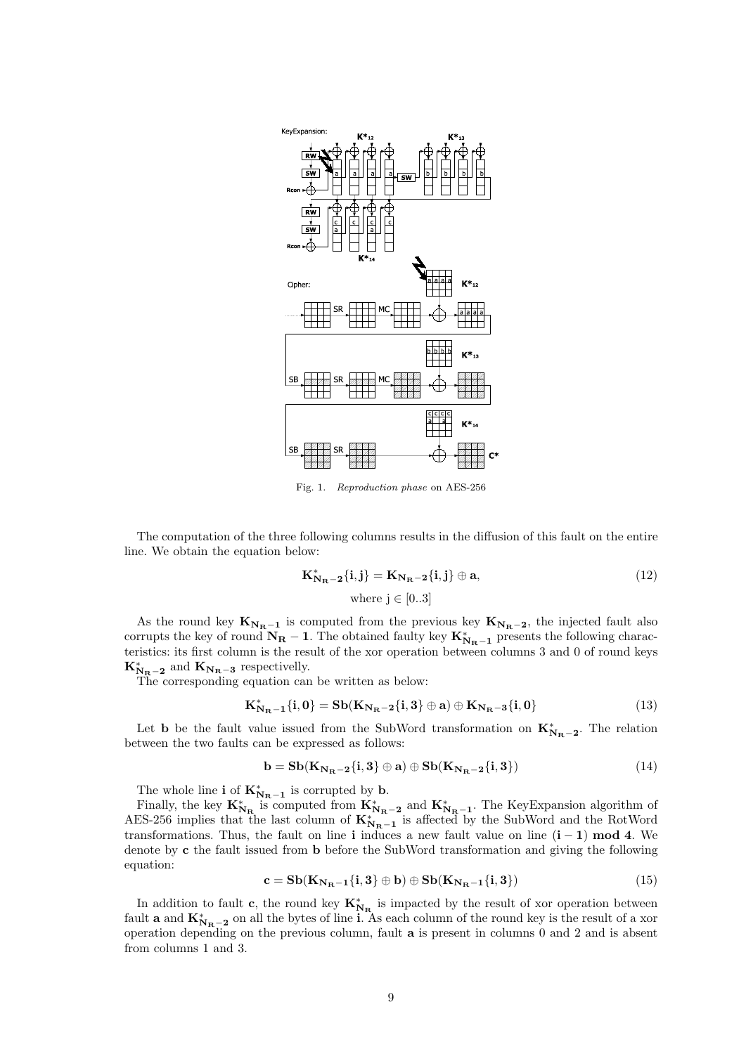Fig. 1. *Reproduction phase* on AES-256

The computation of the three following columns results in the diffusion of this fault on the entire line. We obtain the equation below:

$$\mathbf{K^*_{N_R-2}\{i,j\} = K_{N_R-2}\{i,j\} \oplus a}, \tag{12}$$
$$\text{where } \mathrm{j} \in [0..3]$$

As the round key $\mathbf{K_{N_R-1}}$ is computed from the previous key $\mathbf{K_{N_R-2}}$, the injected fault also corrupts the key of round $\mathbf{N_R-1}$. The obtained faulty key $\mathbf{K^*_{N_R-1}}$ presents the following characteristics: its first column is the result of the xor operation between columns 3 and 0 of round keys $\mathbf{K^*_{N_R-2}}$ and $\mathbf{K_{N_R-3}}$ respectivelly.

The corresponding equation can be written as below:

$$\mathbf{K^*_{N_R-1}\{i,0\} = Sb(K_{N_R-2}\{i,3\} \oplus a) \oplus K_{N_R-3}\{i,0\}} \tag{13}$$

Let $\mathbf{b}$ be the fault value issued from the SubWord transformation on $\mathbf{K^*_{N_R-2}}$. The relation between the two faults can be expressed as follows:

$$\mathbf{b = Sb(K_{N_R-2}\{i,3\} \oplus a) \oplus Sb(K_{N_R-2}\{i,3\})} \tag{14}$$

The whole line $\mathbf{i}$ of $\mathbf{K^*_{N_R-1}}$ is corrupted by $\mathbf{b}$.

Finally, the key $\mathbf{K^*_{N_R}}$ is computed from $\mathbf{K^*_{N_R-2}}$ and $\mathbf{K^*_{N_R-1}}$. The KeyExpansion algorithm of AES-256 implies that the last column of $\mathbf{K^*_{N_R-1}}$ is affected by the SubWord and the RotWord transformations. Thus, the fault on line $\mathbf{i}$ induces a new fault value on line $\mathbf{(i-1) \bmod 4}$. We denote by $\mathbf{c}$ the fault issued from $\mathbf{b}$ before the SubWord transformation and giving the following equation:

$$\mathbf{c = Sb(K_{N_R-1}\{i,3\} \oplus b) \oplus Sb(K_{N_R-1}\{i,3\})} \tag{15}$$

In addition to fault $\mathbf{c}$, the round key $\mathbf{K^*_{N_R}}$ is impacted by the result of xor operation between fault $\mathbf{a}$ and $\mathbf{K^*_{N_R-2}}$ on all the bytes of line $\mathbf{i}$. As each column of the round key is the result of a xor operation depending on the previous column, fault $\mathbf{a}$ is present in columns 0 and 2 and is absent from columns 1 and 3.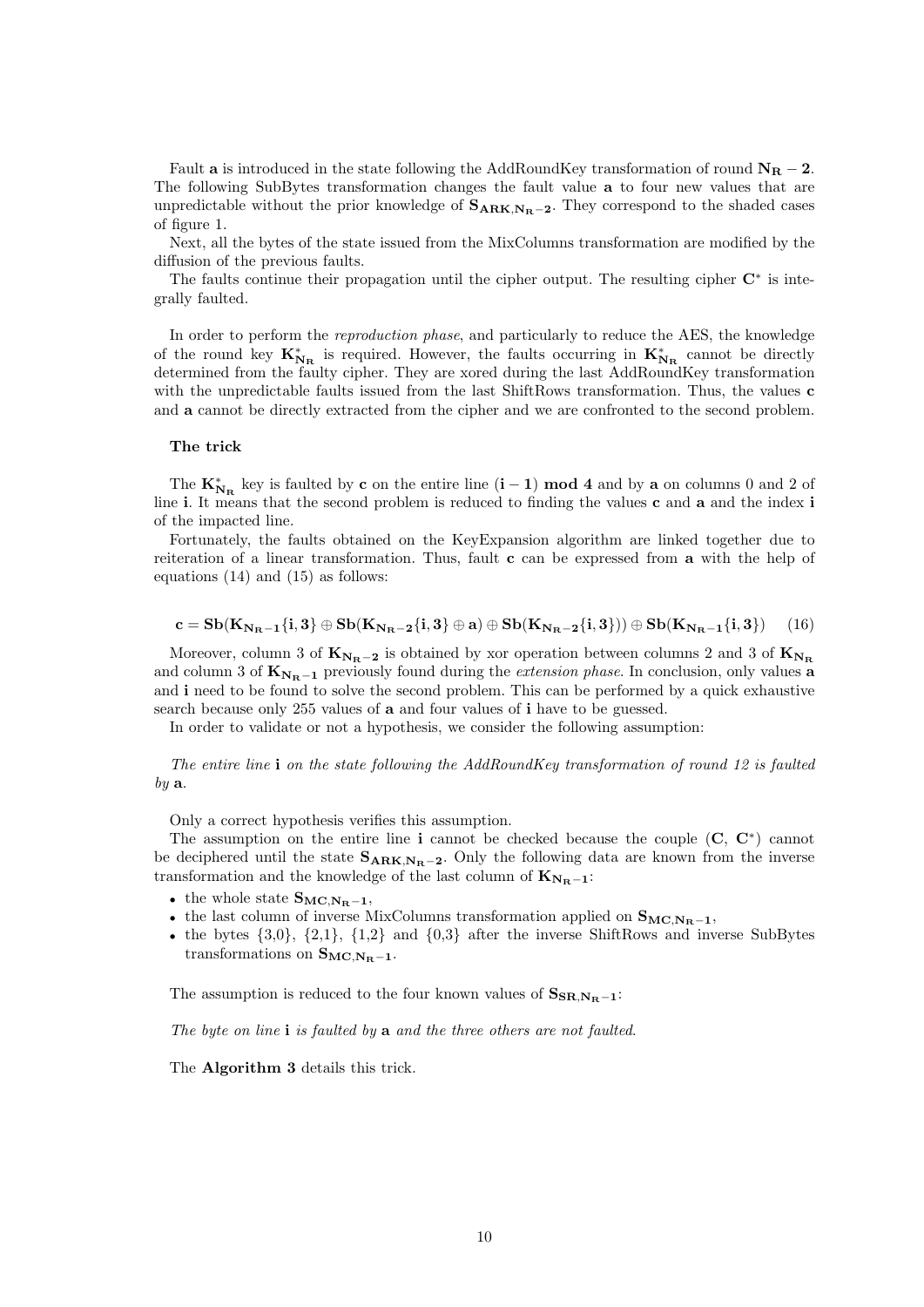Fault $\mathbf{a}$ is introduced in the state following the AddRoundKey transformation of round $\mathbf{N_R - 2}$. The following SubBytes transformation changes the fault value $\mathbf{a}$ to four new values that are unpredictable without the prior knowledge of $\mathbf{S_{ARK,N_R-2}}$. They correspond to the shaded cases of figure 1.

Next, all the bytes of the state issued from the MixColumns transformation are modified by the diffusion of the previous faults.

The faults continue their propagation until the cipher output. The resulting cipher $\mathbf{C}^*$ is integrally faulted.

In order to perform the *reproduction phase*, and particularly to reduce the AES, the knowledge of the round key $\mathbf{K^*_{N_R}}$ is required. However, the faults occurring in $\mathbf{K^*_{N_R}}$ cannot be directly determined from the faulty cipher. They are xored during the last AddRoundKey transformation with the unpredictable faults issued from the last ShiftRows transformation. Thus, the values $\mathbf{c}$ and $\mathbf{a}$ cannot be directly extracted from the cipher and we are confronted to the second problem.

**The trick**

The $\mathbf{K^*_{N_R}}$ key is faulted by $\mathbf{c}$ on the entire line $\mathbf{(i-1) \bmod 4}$ and by $\mathbf{a}$ on columns 0 and 2 of line $\mathbf{i}$. It means that the second problem is reduced to finding the values $\mathbf{c}$ and $\mathbf{a}$ and the index $\mathbf{i}$ of the impacted line.

Fortunately, the faults obtained on the KeyExpansion algorithm are linked together due to reiteration of a linear transformation. Thus, fault $\mathbf{c}$ can be expressed from $\mathbf{a}$ with the help of equations (14) and (15) as follows:

$$\mathbf{c} = \mathbf{Sb}(\mathbf{K_{N_R-1}}\{\mathbf{i},\mathbf{3}\} \oplus \mathbf{Sb}(\mathbf{K_{N_R-2}}\{\mathbf{i},\mathbf{3}\} \oplus \mathbf{a}) \oplus \mathbf{Sb}(\mathbf{K_{N_R-2}}\{\mathbf{i},\mathbf{3}\})) \oplus \mathbf{Sb}(\mathbf{K_{N_R-1}}\{\mathbf{i},\mathbf{3}\}) \quad (16)$$

Moreover, column 3 of $\mathbf{K_{N_R-2}}$ is obtained by xor operation between columns 2 and 3 of $\mathbf{K_{N_R}}$ and column 3 of $\mathbf{K_{N_R-1}}$ previously found during the *extension phase*. In conclusion, only values $\mathbf{a}$ and $\mathbf{i}$ need to be found to solve the second problem. This can be performed by a quick exhaustive search because only 255 values of $\mathbf{a}$ and four values of $\mathbf{i}$ have to be guessed.

In order to validate or not a hypothesis, we consider the following assumption:

*The entire line* $\mathbf{i}$ *on the state following the AddRoundKey transformation of round 12 is faulted by* $\mathbf{a}$.

Only a correct hypothesis verifies this assumption.

The assumption on the entire line $\mathbf{i}$ cannot be checked because the couple $(\mathbf{C}, \mathbf{C}^*)$ cannot be deciphered until the state $\mathbf{S_{ARK,N_R-2}}$. Only the following data are known from the inverse transformation and the knowledge of the last column of $\mathbf{K_{N_R-1}}$:

- the whole state $\mathbf{S_{MC,N_R-1}}$,
- the last column of inverse MixColumns transformation applied on $\mathbf{S_{MC,N_R-1}}$,
- the bytes {3,0}, {2,1}, {1,2} and {0,3} after the inverse ShiftRows and inverse SubBytes transformations on $\mathbf{S_{MC,N_R-1}}$.

The assumption is reduced to the four known values of $\mathbf{S_{SR,N_R-1}}$:

*The byte on line* $\mathbf{i}$ *is faulted by* $\mathbf{a}$ *and the three others are not faulted.*

The **Algorithm 3** details this trick.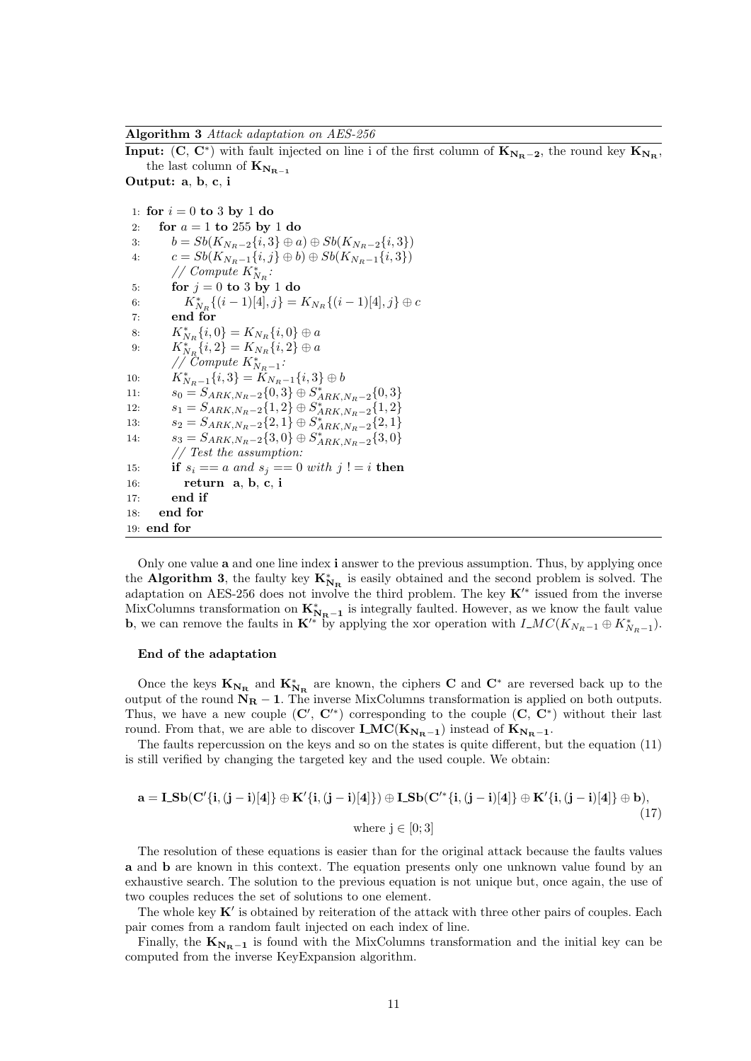**Algorithm 3** *Attack adaptation on AES-256*

**Input:** ($\mathbf{C}$, $\mathbf{C}^*$) with fault injected on line i of the first column of $\mathbf{K_{N_R-2}}$, the round key $\mathbf{K_{N_R}}$, the last column of $\mathbf{K_{N_R-1}}$

**Output:** $\mathbf{a}$, $\mathbf{b}$, $\mathbf{c}$, $\mathbf{i}$

```
1: for i = 0 to 3 by 1 do
2:   for a = 1 to 255 by 1 do
3:     b = Sb(K_{N_R-2}{i,3} ⊕ a) ⊕ Sb(K_{N_R-2}{i,3})
4:     c = Sb(K_{N_R-1}{i,j} ⊕ b) ⊕ Sb(K_{N_R-1}{i,3})
       // Compute K*_{N_R}:
5:     for j = 0 to 3 by 1 do
6:       K*_{N_R}{(i-1)[4],j} = K_{N_R}{(i-1)[4],j} ⊕ c
7:     end for
8:     K*_{N_R}{i,0} = K_{N_R}{i,0} ⊕ a
9:     K*_{N_R}{i,2} = K_{N_R}{i,2} ⊕ a
       // Compute K*_{N_R-1}:
10:    K*_{N_R-1}{i,3} = K_{N_R-1}{i,3} ⊕ b
11:    s_0 = S_{ARK,N_R-2}{0,3} ⊕ S*_{ARK,N_R-2}{0,3}
12:    s_1 = S_{ARK,N_R-2}{1,2} ⊕ S*_{ARK,N_R-2}{1,2}
13:    s_2 = S_{ARK,N_R-2}{2,1} ⊕ S*_{ARK,N_R-2}{2,1}
14:    s_3 = S_{ARK,N_R-2}{3,0} ⊕ S*_{ARK,N_R-2}{3,0}
       // Test the assumption:
15:    if s_i == a and s_j == 0 with j != i then
16:      return a, b, c, i
17:    end if
18:  end for
19: end for
```

Only one value $\mathbf{a}$ and one line index $\mathbf{i}$ answer to the previous assumption. Thus, by applying once the **Algorithm 3**, the faulty key $\mathbf{K^*_{N_R}}$ is easily obtained and the second problem is solved. The adaptation on AES-256 does not involve the third problem. The key $\mathbf{K}'^*$ issued from the inverse MixColumns transformation on $\mathbf{K^*_{N_R-1}}$ is integrally faulted. However, as we know the fault value $\mathbf{b}$, we can remove the faults in $\mathbf{K}'^*$ by applying the xor operation with $I\_MC(K_{N_R-1} \oplus K^*_{N_R-1})$.

**End of the adaptation**

Once the keys $\mathbf{K_{N_R}}$ and $\mathbf{K^*_{N_R}}$ are known, the ciphers $\mathbf{C}$ and $\mathbf{C}^*$ are reversed back up to the output of the round $\mathbf{N_R - 1}$. The inverse MixColumns transformation is applied on both outputs. Thus, we have a new couple ($\mathbf{C}'$, $\mathbf{C}'^*$) corresponding to the couple ($\mathbf{C}$, $\mathbf{C}^*$) without their last round. From that, we are able to discover $\mathbf{I\_MC(K_{N_R-1})}$ instead of $\mathbf{K_{N_R-1}}$.

The faults repercussion on the keys and so on the states is quite different, but the equation (11) is still verified by changing the targeted key and the used couple. We obtain:

$$\mathbf{a = I\_Sb(C'\{i,(j-i)[4]\} \oplus K'\{i,(j-i)[4]\}) \oplus I\_Sb(C'^*\{i,(j-i)[4]\} \oplus K'\{i,(j-i)[4]\} \oplus b)}, \quad (17)$$

$$\text{where } j \in [0;3]$$

The resolution of these equations is easier than for the original attack because the faults values $\mathbf{a}$ and $\mathbf{b}$ are known in this context. The equation presents only one unknown value found by an exhaustive search. The solution to the previous equation is not unique but, once again, the use of two couples reduces the set of solutions to one element.

The whole key $\mathbf{K}'$ is obtained by reiteration of the attack with three other pairs of couples. Each pair comes from a random fault injected on each index of line.

Finally, the $\mathbf{K_{N_R-1}}$ is found with the MixColumns transformation and the initial key can be computed from the inverse KeyExpansion algorithm.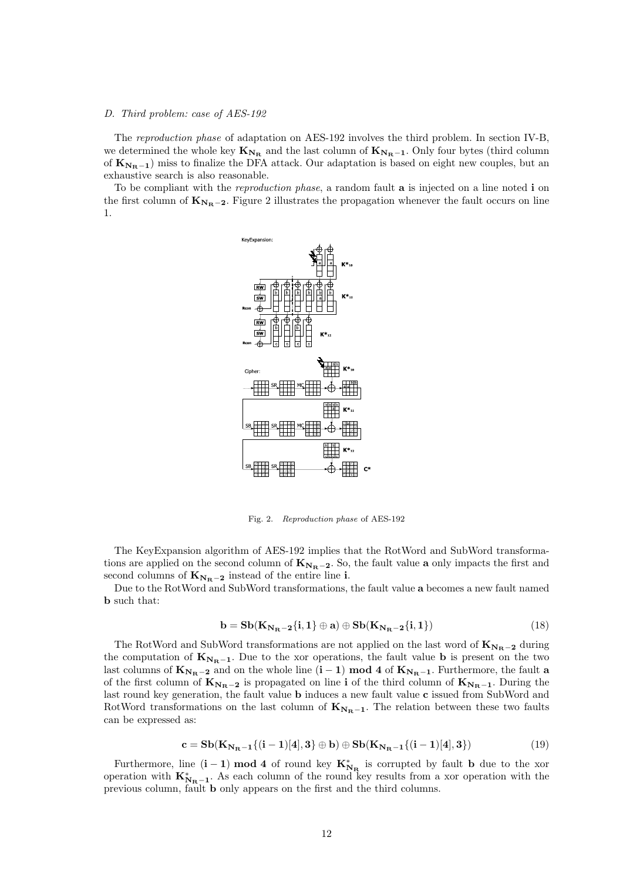### D. Third problem: case of AES-192

The *reproduction phase* of adaptation on AES-192 involves the third problem. In section IV-B, we determined the whole key $\mathbf{K_{N_R}}$ and the last column of $\mathbf{K_{N_R-1}}$. Only four bytes (third column of $\mathbf{K_{N_R-1}}$) miss to finalize the DFA attack. Our adaptation is based on eight new couples, but an exhaustive search is also reasonable.

To be compliant with the *reproduction phase*, a random fault $\mathbf{a}$ is injected on a line noted $\mathbf{i}$ on the first column of $\mathbf{K_{N_R-2}}$. Figure 2 illustrates the propagation whenever the fault occurs on line 1.

Fig. 2. *Reproduction phase* of AES-192

The KeyExpansion algorithm of AES-192 implies that the RotWord and SubWord transformations are applied on the second column of $\mathbf{K_{N_R-2}}$. So, the fault value $\mathbf{a}$ only impacts the first and second columns of $\mathbf{K_{N_R-2}}$ instead of the entire line $\mathbf{i}$.

Due to the RotWord and SubWord transformations, the fault value $\mathbf{a}$ becomes a new fault named $\mathbf{b}$ such that:

$$\mathbf{b} = \mathbf{Sb}(\mathbf{K_{N_R-2}\{i,1\}} \oplus \mathbf{a}) \oplus \mathbf{Sb}(\mathbf{K_{N_R-2}\{i,1\}}) \tag{18}$$

The RotWord and SubWord transformations are not applied on the last word of $\mathbf{K_{N_R-2}}$ during the computation of $\mathbf{K_{N_R-1}}$. Due to the xor operations, the fault value $\mathbf{b}$ is present on the two last columns of $\mathbf{K_{N_R-2}}$ and on the whole line $\mathbf{(i-1) \bmod 4}$ of $\mathbf{K_{N_R-1}}$. Furthermore, the fault $\mathbf{a}$ of the first column of $\mathbf{K_{N_R-2}}$ is propagated on line $\mathbf{i}$ of the third column of $\mathbf{K_{N_R-1}}$. During the last round key generation, the fault value $\mathbf{b}$ induces a new fault value $\mathbf{c}$ issued from SubWord and RotWord transformations on the last column of $\mathbf{K_{N_R-1}}$. The relation between these two faults can be expressed as:

$$\mathbf{c} = \mathbf{Sb}(\mathbf{K_{N_R-1}\{(i-1)[4],3\}} \oplus \mathbf{b}) \oplus \mathbf{Sb}(\mathbf{K_{N_R-1}\{(i-1)[4],3\}}) \tag{19}$$

Furthermore, line $\mathbf{(i-1) \bmod 4}$ of round key $\mathbf{K^*_{N_R}}$ is corrupted by fault $\mathbf{b}$ due to the xor operation with $\mathbf{K^*_{N_R-1}}$. As each column of the round key results from a xor operation with the previous column, fault $\mathbf{b}$ only appears on the first and the third columns.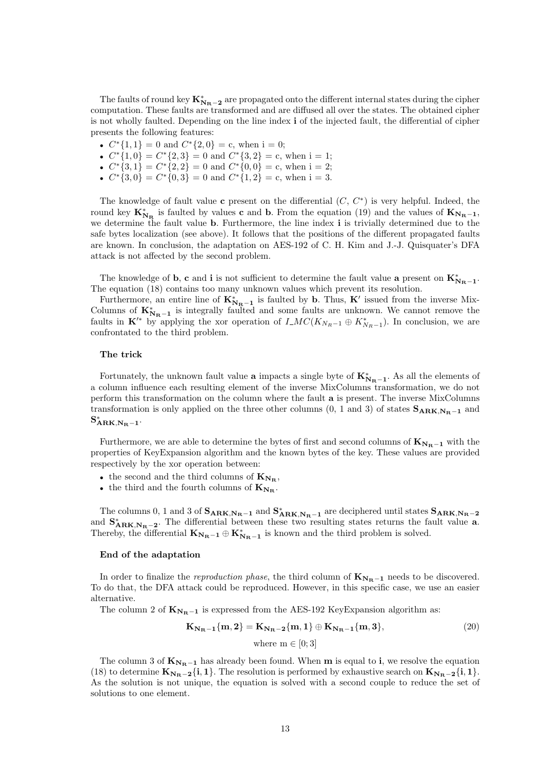The faults of round key $\mathbf{K^*_{N_R-2}}$ are propagated onto the different internal states during the cipher computation. These faults are transformed and are diffused all over the states. The obtained cipher is not wholly faulted. Depending on the line index **i** of the injected fault, the differential of cipher presents the following features:

- $C^*\{1,1\} = 0$ and $C^*\{2,0\} = \text{c}$, when $\text{i} = 0$;
- $C^*\{1,0\} = C^*\{2,3\} = 0$ and $C^*\{3,2\} = \text{c}$, when $\text{i} = 1$;
- $C^*\{3,1\} = C^*\{2,2\} = 0$ and $C^*\{0,0\} = \text{c}$, when $\text{i} = 2$;
- $C^*\{3,0\} = C^*\{0,3\} = 0$ and $C^*\{1,2\} = \text{c}$, when $\text{i} = 3$.

The knowledge of fault value **c** present on the differential $(C, C^*)$ is very helpful. Indeed, the round key $\mathbf{K^*_{N_R}}$ is faulted by values **c** and **b**. From the equation (19) and the values of $\mathbf{K_{N_R-1}}$, we determine the fault value **b**. Furthermore, the line index **i** is trivially determined due to the safe bytes localization (see above). It follows that the positions of the different propagated faults are known. In conclusion, the adaptation on AES-192 of C. H. Kim and J.-J. Quisquater's DFA attack is not affected by the second problem.

The knowledge of **b**, **c** and **i** is not sufficient to determine the fault value **a** present on $\mathbf{K^*_{N_R-1}}$. The equation (18) contains too many unknown values which prevent its resolution.

Furthermore, an entire line of $\mathbf{K^*_{N_R-1}}$ is faulted by **b**. Thus, $\mathbf{K'}$ issued from the inverse Mix-Columns of $\mathbf{K^*_{N_R-1}}$ is integrally faulted and some faults are unknown. We cannot remove the faults in $\mathbf{K'^*}$ by applying the xor operation of $I\_MC(K_{N_R-1} \oplus K^*_{N_R-1})$. In conclusion, we are confrontated to the third problem.

#### The trick

Fortunately, the unknown fault value **a** impacts a single byte of $\mathbf{K^*_{N_R-1}}$. As all the elements of a column influence each resulting element of the inverse MixColumns transformation, we do not perform this transformation on the column where the fault **a** is present. The inverse MixColumns transformation is only applied on the three other columns (0, 1 and 3) of states $\mathbf{S_{ARK,N_R-1}}$ and $\mathbf{S^*_{ARK,N_R-1}}$.

Furthermore, we are able to determine the bytes of first and second columns of $\mathbf{K_{N_R-1}}$ with the properties of KeyExpansion algorithm and the known bytes of the key. These values are provided respectively by the xor operation between:

- the second and the third columns of $\mathbf{K_{N_R}}$,
- the third and the fourth columns of $\mathbf{K_{N_R}}$.

The columns 0, 1 and 3 of $\mathbf{S_{ARK,N_R-1}}$ and $\mathbf{S^*_{ARK,N_R-1}}$ are deciphered until states $\mathbf{S_{ARK,N_R-2}}$ and $\mathbf{S^*_{ARK,N_R-2}}$. The differential between these two resulting states returns the fault value **a**. Thereby, the differential $\mathbf{K_{N_R-1} \oplus K^*_{N_R-1}}$ is known and the third problem is solved.

#### End of the adaptation

In order to finalize the *reproduction phase*, the third column of $\mathbf{K_{N_R-1}}$ needs to be discovered. To do that, the DFA attack could be reproduced. However, in this specific case, we use an easier alternative.

The column 2 of $\mathbf{K_{N_R-1}}$ is expressed from the AES-192 KeyExpansion algorithm as:

$$\mathbf{K_{N_R-1}\{m,2\} = K_{N_R-2}\{m,1\} \oplus K_{N_R-1}\{m,3\}}, \tag{20}$$

$$\text{where m} \in [0;3]$$

The column 3 of $\mathbf{K_{N_R-1}}$ has already been found. When **m** is equal to **i**, we resolve the equation (18) to determine $\mathbf{K_{N_R-2}\{i,1\}}$. The resolution is performed by exhaustive search on $\mathbf{K_{N_R-2}\{i,1\}}$. As the solution is not unique, the equation is solved with a second couple to reduce the set of solutions to one element.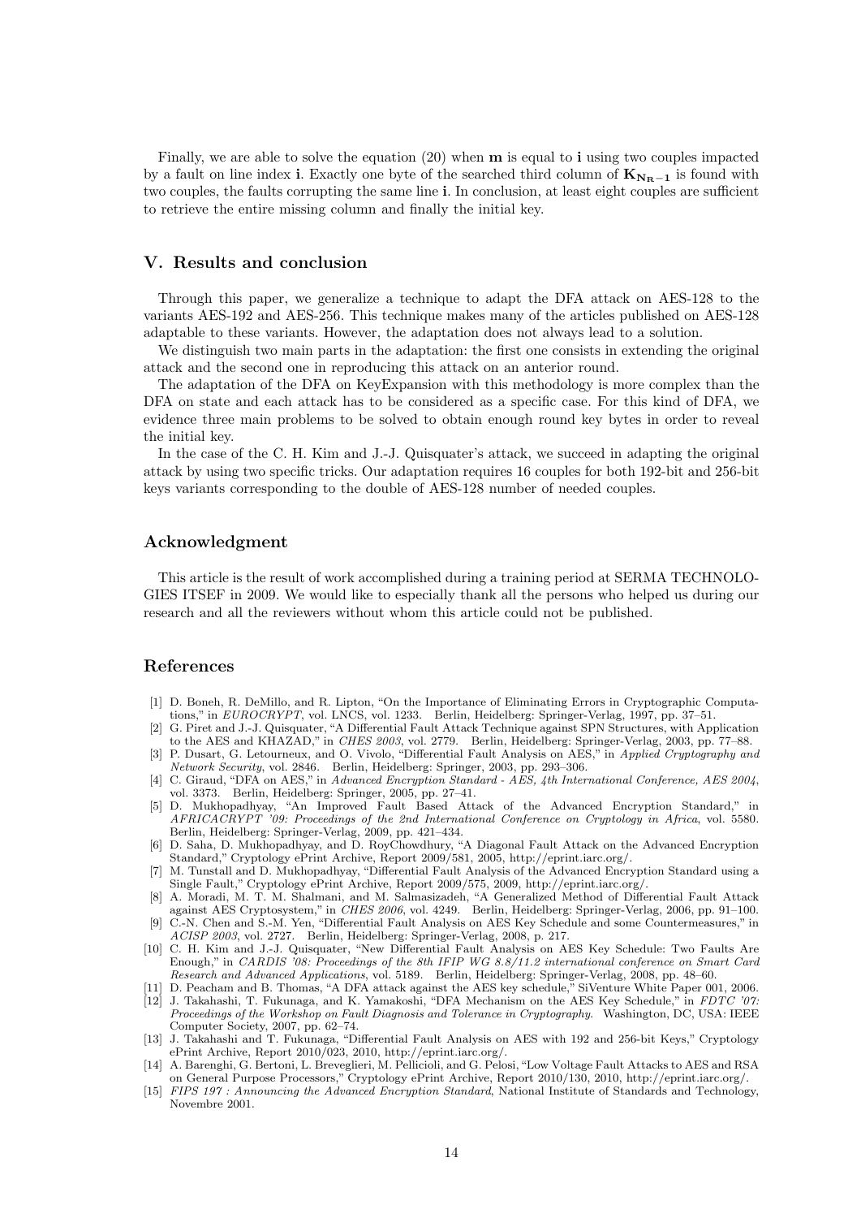Finally, we are able to solve the equation (20) when $\mathbf{m}$ is equal to $\mathbf{i}$ using two couples impacted by a fault on line index $\mathbf{i}$. Exactly one byte of the searched third column of $\mathbf{K_{N_R-1}}$ is found with two couples, the faults corrupting the same line $\mathbf{i}$. In conclusion, at least eight couples are sufficient to retrieve the entire missing column and finally the initial key.

## V. Results and conclusion

Through this paper, we generalize a technique to adapt the DFA attack on AES-128 to the variants AES-192 and AES-256. This technique makes many of the articles published on AES-128 adaptable to these variants. However, the adaptation does not always lead to a solution.

We distinguish two main parts in the adaptation: the first one consists in extending the original attack and the second one in reproducing this attack on an anterior round.

The adaptation of the DFA on KeyExpansion with this methodology is more complex than the DFA on state and each attack has to be considered as a specific case. For this kind of DFA, we evidence three main problems to be solved to obtain enough round key bytes in order to reveal the initial key.

In the case of the C. H. Kim and J.-J. Quisquater's attack, we succeed in adapting the original attack by using two specific tricks. Our adaptation requires 16 couples for both 192-bit and 256-bit keys variants corresponding to the double of AES-128 number of needed couples.

## Acknowledgment

This article is the result of work accomplished during a training period at SERMA TECHNOLOGIES ITSEF in 2009. We would like to especially thank all the persons who helped us during our research and all the reviewers without whom this article could not be published.

## References

[1] D. Boneh, R. DeMillo, and R. Lipton, "On the Importance of Eliminating Errors in Cryptographic Computations," in *EUROCRYPT*, vol. LNCS, vol. 1233. Berlin, Heidelberg: Springer-Verlag, 1997, pp. 37–51.

[2] G. Piret and J.-J. Quisquater, "A Differential Fault Attack Technique against SPN Structures, with Application to the AES and KHAZAD," in *CHES 2003*, vol. 2779. Berlin, Heidelberg: Springer-Verlag, 2003, pp. 77–88.

[3] P. Dusart, G. Letourneux, and O. Vivolo, "Differential Fault Analysis on AES," in *Applied Cryptography and Network Security*, vol. 2846. Berlin, Heidelberg: Springer, 2003, pp. 293–306.

[4] C. Giraud, "DFA on AES," in *Advanced Encryption Standard - AES, 4th International Conference, AES 2004*, vol. 3373. Berlin, Heidelberg: Springer, 2005, pp. 27–41.

[5] D. Mukhopadhyay, "An Improved Fault Based Attack of the Advanced Encryption Standard," in *AFRICACRYPT '09: Proceedings of the 2nd International Conference on Cryptology in Africa*, vol. 5580. Berlin, Heidelberg: Springer-Verlag, 2009, pp. 421–434.

[6] D. Saha, D. Mukhopadhyay, and D. RoyChowdhury, "A Diagonal Fault Attack on the Advanced Encryption Standard," Cryptology ePrint Archive, Report 2009/581, 2005, http://eprint.iarc.org/.

[7] M. Tunstall and D. Mukhopadhyay, "Differential Fault Analysis of the Advanced Encryption Standard using a Single Fault," Cryptology ePrint Archive, Report 2009/575, 2009, http://eprint.iarc.org/.

[8] A. Moradi, M. T. M. Shalmani, and M. Salmasizadeh, "A Generalized Method of Differential Fault Attack against AES Cryptosystem," in *CHES 2006*, vol. 4249. Berlin, Heidelberg: Springer-Verlag, 2006, pp. 91–100.

[9] C.-N. Chen and S.-M. Yen, "Differential Fault Analysis on AES Key Schedule and some Countermeasures," in *ACISP 2003*, vol. 2727. Berlin, Heidelberg: Springer-Verlag, 2008, p. 217.

[10] C. H. Kim and J.-J. Quisquater, "New Differential Fault Analysis on AES Key Schedule: Two Faults Are Enough," in *CARDIS '08: Proceedings of the 8th IFIP WG 8.8/11.2 international conference on Smart Card Research and Advanced Applications*, vol. 5189. Berlin, Heidelberg: Springer-Verlag, 2008, pp. 48–60.

[11] D. Peacham and B. Thomas, "A DFA attack against the AES key schedule," SiVenture White Paper 001, 2006.

[12] J. Takahashi, T. Fukunaga, and K. Yamakoshi, "DFA Mechanism on the AES Key Schedule," in *FDTC '07: Proceedings of the Workshop on Fault Diagnosis and Tolerance in Cryptography.* Washington, DC, USA: IEEE Computer Society, 2007, pp. 62–74.

[13] J. Takahashi and T. Fukunaga, "Differential Fault Analysis on AES with 192 and 256-bit Keys," Cryptology ePrint Archive, Report 2010/023, 2010, http://eprint.iarc.org/.

[14] A. Barenghi, G. Bertoni, L. Breveglieri, M. Pellicioli, and G. Pelosi, "Low Voltage Fault Attacks to AES and RSA on General Purpose Processors," Cryptology ePrint Archive, Report 2010/130, 2010, http://eprint.iarc.org/.

[15] *FIPS 197 : Announcing the Advanced Encryption Standard*, National Institute of Standards and Technology, Novembre 2001.